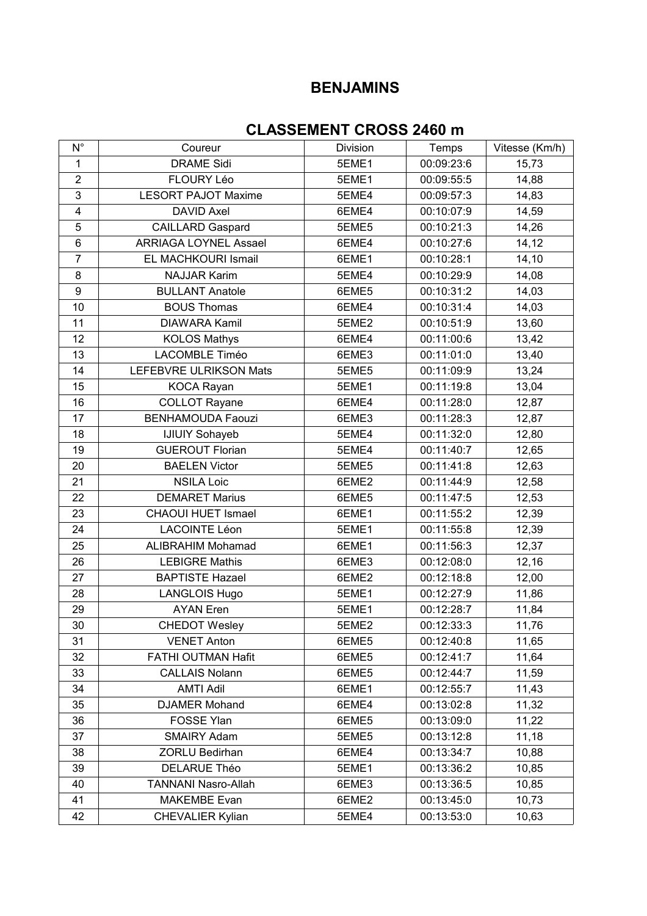# BENJAMINS

## CLASSEMENT CROSS 2460 m

| N° | Coureur | Division | Temps | Vitesse (Km/h) |
|---|---|---|---|---|
| 1 | DRAME Sidi | 5EME1 | 00:09:23:6 | 15,73 |
| 2 | FLOURY Léo | 5EME1 | 00:09:55:5 | 14,88 |
| 3 | LESORT PAJOT Maxime | 5EME4 | 00:09:57:3 | 14,83 |
| 4 | DAVID Axel | 6EME4 | 00:10:07:9 | 14,59 |
| 5 | CAILLARD Gaspard | 5EME5 | 00:10:21:3 | 14,26 |
| 6 | ARRIAGA LOYNEL Assael | 6EME4 | 00:10:27:6 | 14,12 |
| 7 | EL MACHKOURI Ismail | 6EME1 | 00:10:28:1 | 14,10 |
| 8 | NAJJAR Karim | 5EME4 | 00:10:29:9 | 14,08 |
| 9 | BULLANT Anatole | 6EME5 | 00:10:31:2 | 14,03 |
| 10 | BOUS Thomas | 6EME4 | 00:10:31:4 | 14,03 |
| 11 | DIAWARA Kamil | 5EME2 | 00:10:51:9 | 13,60 |
| 12 | KOLOS Mathys | 6EME4 | 00:11:00:6 | 13,42 |
| 13 | LACOMBLE Timéo | 6EME3 | 00:11:01:0 | 13,40 |
| 14 | LEFEBVRE ULRIKSON Mats | 5EME5 | 00:11:09:9 | 13,24 |
| 15 | KOCA Rayan | 5EME1 | 00:11:19:8 | 13,04 |
| 16 | COLLOT Rayane | 6EME4 | 00:11:28:0 | 12,87 |
| 17 | BENHAMOUDA Faouzi | 6EME3 | 00:11:28:3 | 12,87 |
| 18 | IJIUIY Sohayeb | 5EME4 | 00:11:32:0 | 12,80 |
| 19 | GUEROUT Florian | 5EME4 | 00:11:40:7 | 12,65 |
| 20 | BAELEN Victor | 5EME5 | 00:11:41:8 | 12,63 |
| 21 | NSILA Loic | 6EME2 | 00:11:44:9 | 12,58 |
| 22 | DEMARET Marius | 6EME5 | 00:11:47:5 | 12,53 |
| 23 | CHAOUI HUET Ismael | 6EME1 | 00:11:55:2 | 12,39 |
| 24 | LACOINTE Léon | 5EME1 | 00:11:55:8 | 12,39 |
| 25 | ALIBRAHIM Mohamad | 6EME1 | 00:11:56:3 | 12,37 |
| 26 | LEBIGRE Mathis | 6EME3 | 00:12:08:0 | 12,16 |
| 27 | BAPTISTE Hazael | 6EME2 | 00:12:18:8 | 12,00 |
| 28 | LANGLOIS Hugo | 5EME1 | 00:12:27:9 | 11,86 |
| 29 | AYAN Eren | 5EME1 | 00:12:28:7 | 11,84 |
| 30 | CHEDOT Wesley | 5EME2 | 00:12:33:3 | 11,76 |
| 31 | VENET Anton | 6EME5 | 00:12:40:8 | 11,65 |
| 32 | FATHI OUTMAN Hafit | 6EME5 | 00:12:41:7 | 11,64 |
| 33 | CALLAIS Nolann | 6EME5 | 00:12:44:7 | 11,59 |
| 34 | AMTI Adil | 6EME1 | 00:12:55:7 | 11,43 |
| 35 | DJAMER Mohand | 6EME4 | 00:13:02:8 | 11,32 |
| 36 | FOSSE Ylan | 6EME5 | 00:13:09:0 | 11,22 |
| 37 | SMAIRY Adam | 5EME5 | 00:13:12:8 | 11,18 |
| 38 | ZORLU Bedirhan | 6EME4 | 00:13:34:7 | 10,88 |
| 39 | DELARUE Théo | 5EME1 | 00:13:36:2 | 10,85 |
| 40 | TANNANI Nasro-Allah | 6EME3 | 00:13:36:5 | 10,85 |
| 41 | MAKEMBE Evan | 6EME2 | 00:13:45:0 | 10,73 |
| 42 | CHEVALIER Kylian | 5EME4 | 00:13:53:0 | 10,63 |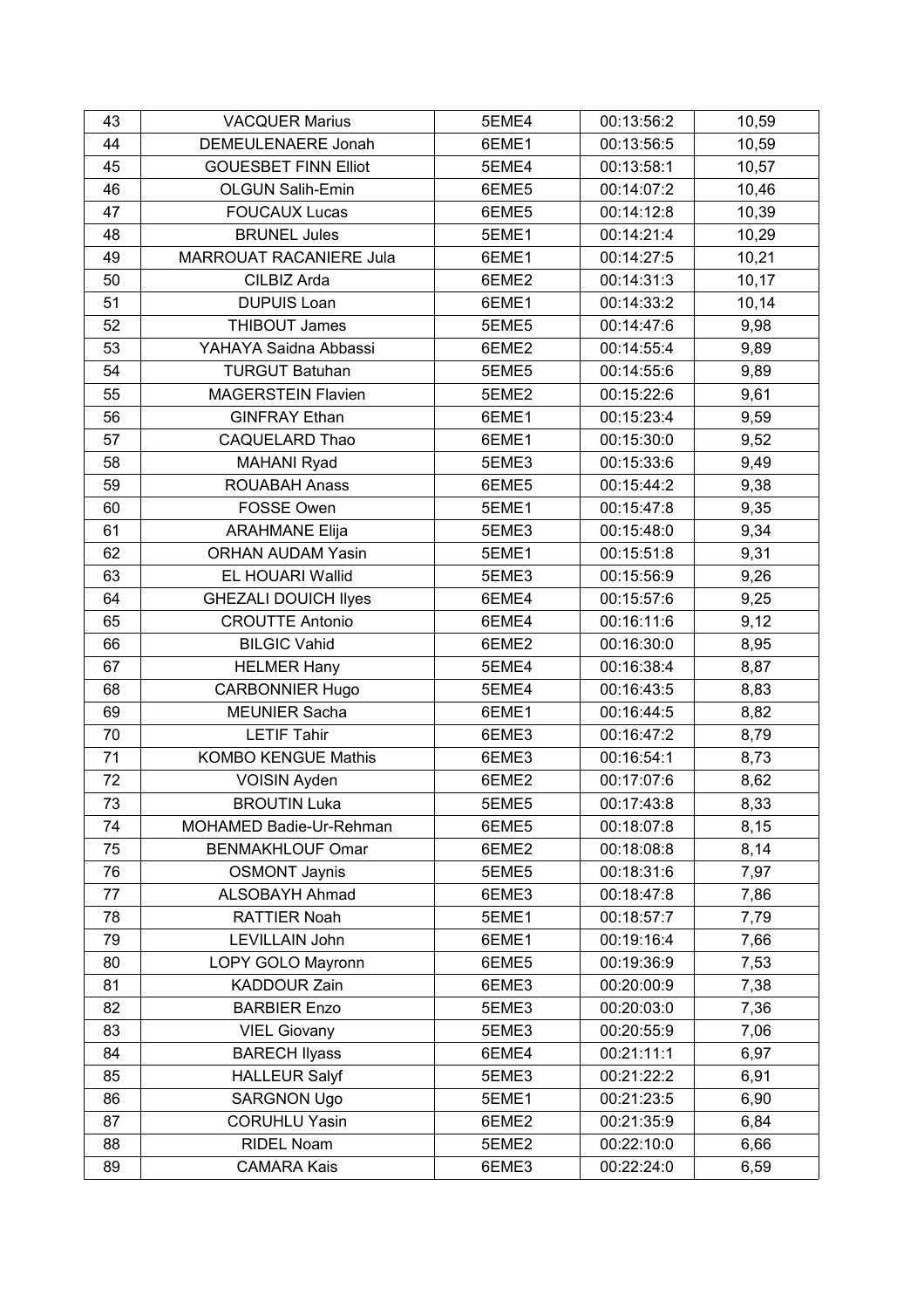| | | | | |
|---|---|---|---|---|
| 43 | VACQUER Marius | 5EME4 | 00:13:56:2 | 10,59 |
| 44 | DEMEULENAERE Jonah | 6EME1 | 00:13:56:5 | 10,59 |
| 45 | GOUESBET FINN Elliot | 5EME4 | 00:13:58:1 | 10,57 |
| 46 | OLGUN Salih-Emin | 6EME5 | 00:14:07:2 | 10,46 |
| 47 | FOUCAUX Lucas | 6EME5 | 00:14:12:8 | 10,39 |
| 48 | BRUNEL Jules | 5EME1 | 00:14:21:4 | 10,29 |
| 49 | MARROUAT RACANIERE Jula | 6EME1 | 00:14:27:5 | 10,21 |
| 50 | CILBIZ Arda | 6EME2 | 00:14:31:3 | 10,17 |
| 51 | DUPUIS Loan | 6EME1 | 00:14:33:2 | 10,14 |
| 52 | THIBOUT James | 5EME5 | 00:14:47:6 | 9,98 |
| 53 | YAHAYA Saidna Abbassi | 6EME2 | 00:14:55:4 | 9,89 |
| 54 | TURGUT Batuhan | 5EME5 | 00:14:55:6 | 9,89 |
| 55 | MAGERSTEIN Flavien | 5EME2 | 00:15:22:6 | 9,61 |
| 56 | GINFRAY Ethan | 6EME1 | 00:15:23:4 | 9,59 |
| 57 | CAQUELARD Thao | 6EME1 | 00:15:30:0 | 9,52 |
| 58 | MAHANI Ryad | 5EME3 | 00:15:33:6 | 9,49 |
| 59 | ROUABAH Anass | 6EME5 | 00:15:44:2 | 9,38 |
| 60 | FOSSE Owen | 5EME1 | 00:15:47:8 | 9,35 |
| 61 | ARAHMANE Elija | 5EME3 | 00:15:48:0 | 9,34 |
| 62 | ORHAN AUDAM Yasin | 5EME1 | 00:15:51:8 | 9,31 |
| 63 | EL HOUARI Wallid | 5EME3 | 00:15:56:9 | 9,26 |
| 64 | GHEZALI DOUICH Ilyes | 6EME4 | 00:15:57:6 | 9,25 |
| 65 | CROUTTE Antonio | 6EME4 | 00:16:11:6 | 9,12 |
| 66 | BILGIC Vahid | 6EME2 | 00:16:30:0 | 8,95 |
| 67 | HELMER Hany | 5EME4 | 00:16:38:4 | 8,87 |
| 68 | CARBONNIER Hugo | 5EME4 | 00:16:43:5 | 8,83 |
| 69 | MEUNIER Sacha | 6EME1 | 00:16:44:5 | 8,82 |
| 70 | LETIF Tahir | 6EME3 | 00:16:47:2 | 8,79 |
| 71 | KOMBO KENGUE Mathis | 6EME3 | 00:16:54:1 | 8,73 |
| 72 | VOISIN Ayden | 6EME2 | 00:17:07:6 | 8,62 |
| 73 | BROUTIN Luka | 5EME5 | 00:17:43:8 | 8,33 |
| 74 | MOHAMED Badie-Ur-Rehman | 6EME5 | 00:18:07:8 | 8,15 |
| 75 | BENMAKHLOUF Omar | 6EME2 | 00:18:08:8 | 8,14 |
| 76 | OSMONT Jaynis | 5EME5 | 00:18:31:6 | 7,97 |
| 77 | ALSOBAYH Ahmad | 6EME3 | 00:18:47:8 | 7,86 |
| 78 | RATTIER Noah | 5EME1 | 00:18:57:7 | 7,79 |
| 79 | LEVILLAIN John | 6EME1 | 00:19:16:4 | 7,66 |
| 80 | LOPY GOLO Mayronn | 6EME5 | 00:19:36:9 | 7,53 |
| 81 | KADDOUR Zain | 6EME3 | 00:20:00:9 | 7,38 |
| 82 | BARBIER Enzo | 5EME3 | 00:20:03:0 | 7,36 |
| 83 | VIEL Giovany | 5EME3 | 00:20:55:9 | 7,06 |
| 84 | BARECH Ilyass | 6EME4 | 00:21:11:1 | 6,97 |
| 85 | HALLEUR Salyf | 5EME3 | 00:21:22:2 | 6,91 |
| 86 | SARGNON Ugo | 5EME1 | 00:21:23:5 | 6,90 |
| 87 | CORUHLU Yasin | 6EME2 | 00:21:35:9 | 6,84 |
| 88 | RIDEL Noam | 5EME2 | 00:22:10:0 | 6,66 |
| 89 | CAMARA Kais | 6EME3 | 00:22:24:0 | 6,59 |